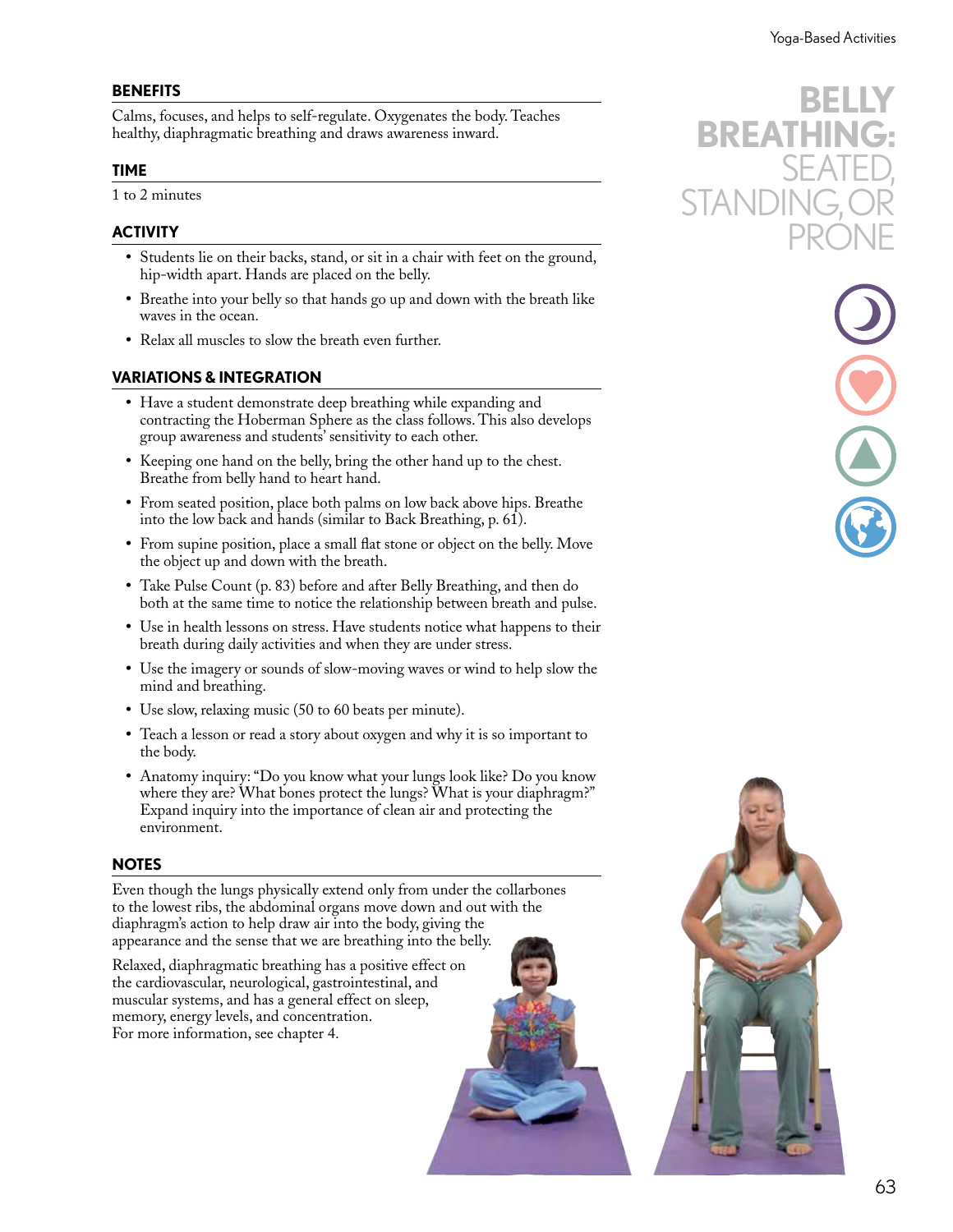# BELLY BREATHING: SEATED, STANDING, OR PRONE

## BENEFITS

Calms, focuses, and helps to self-regulate. Oxygenates the body. Teaches healthy, diaphragmatic breathing and draws awareness inward.

## TIME

1 to 2 minutes

## ACTIVITY

- Students lie on their backs, stand, or sit in a chair with feet on the ground, hip-width apart. Hands are placed on the belly.
- Breathe into your belly so that hands go up and down with the breath like waves in the ocean.
- Relax all muscles to slow the breath even further.

## VARIATIONS & INTEGRATION

- Have a student demonstrate deep breathing while expanding and contracting the Hoberman Sphere as the class follows. This also develops group awareness and students' sensitivity to each other.
- Keeping one hand on the belly, bring the other hand up to the chest. Breathe from belly hand to heart hand.
- From seated position, place both palms on low back above hips. Breathe into the low back and hands (similar to Back Breathing, p. 61).
- From supine position, place a small flat stone or object on the belly. Move the object up and down with the breath.
- Take Pulse Count (p. 83) before and after Belly Breathing, and then do both at the same time to notice the relationship between breath and pulse.
- Use in health lessons on stress. Have students notice what happens to their breath during daily activities and when they are under stress.
- Use the imagery or sounds of slow-moving waves or wind to help slow the mind and breathing.
- Use slow, relaxing music (50 to 60 beats per minute).
- Teach a lesson or read a story about oxygen and why it is so important to the body.
- Anatomy inquiry: "Do you know what your lungs look like? Do you know where they are? What bones protect the lungs? What is your diaphragm?" Expand inquiry into the importance of clean air and protecting the environment.

## NOTES

Even though the lungs physically extend only from under the collarbones to the lowest ribs, the abdominal organs move down and out with the diaphragm's action to help draw air into the body, giving the appearance and the sense that we are breathing into the belly.

Relaxed, diaphragmatic breathing has a positive effect on the cardiovascular, neurological, gastrointestinal, and muscular systems, and has a general effect on sleep, memory, energy levels, and concentration. For more information, see chapter 4.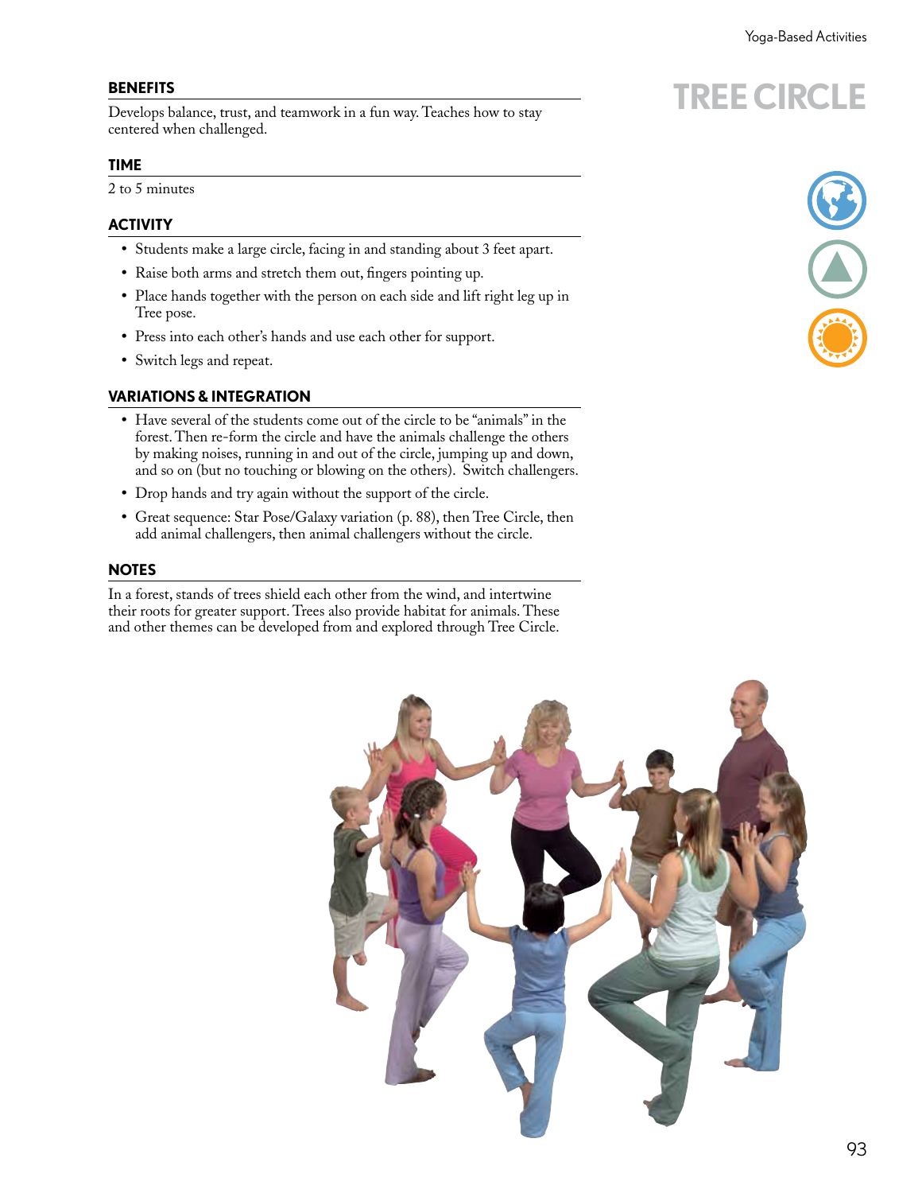# TREE CIRCLE

## BENEFITS

Develops balance, trust, and teamwork in a fun way. Teaches how to stay centered when challenged.

## TIME

2 to 5 minutes

## ACTIVITY

- Students make a large circle, facing in and standing about 3 feet apart.
- Raise both arms and stretch them out, fingers pointing up.
- Place hands together with the person on each side and lift right leg up in Tree pose.
- Press into each other's hands and use each other for support.
- Switch legs and repeat.

## VARIATIONS & INTEGRATION

- Have several of the students come out of the circle to be "animals" in the forest. Then re-form the circle and have the animals challenge the others by making noises, running in and out of the circle, jumping up and down, and so on (but no touching or blowing on the others). Switch challengers.
- Drop hands and try again without the support of the circle.
- Great sequence: Star Pose/Galaxy variation (p. 88), then Tree Circle, then add animal challengers, then animal challengers without the circle.

## NOTES

In a forest, stands of trees shield each other from the wind, and intertwine their roots for greater support. Trees also provide habitat for animals. These and other themes can be developed from and explored through Tree Circle.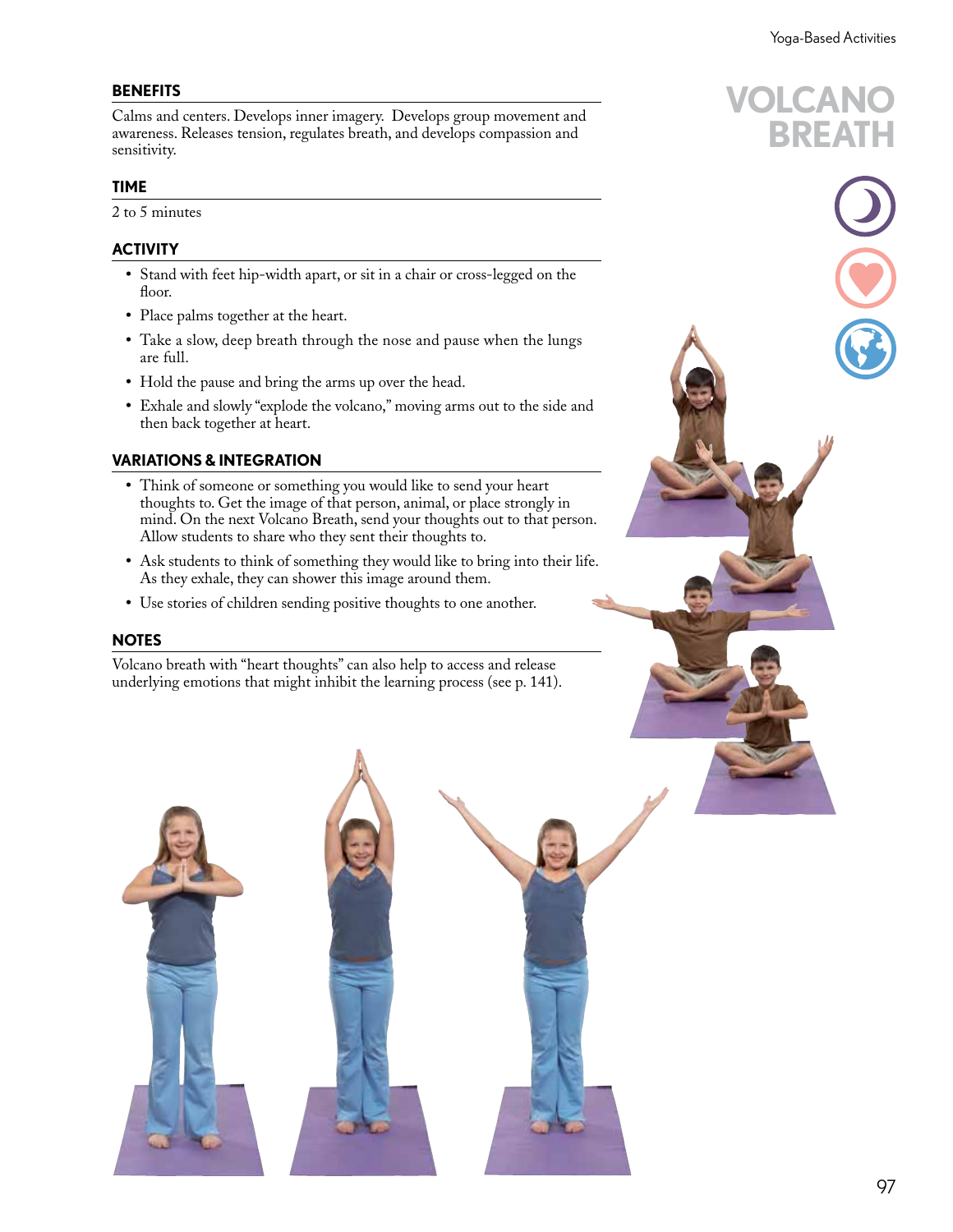# VOLCANO BREATH

## BENEFITS

Calms and centers. Develops inner imagery. Develops group movement and awareness. Releases tension, regulates breath, and develops compassion and sensitivity.

## TIME

2 to 5 minutes

## ACTIVITY

- Stand with feet hip-width apart, or sit in a chair or cross-legged on the floor.
- Place palms together at the heart.
- Take a slow, deep breath through the nose and pause when the lungs are full.
- Hold the pause and bring the arms up over the head.
- Exhale and slowly "explode the volcano," moving arms out to the side and then back together at heart.

## VARIATIONS & INTEGRATION

- Think of someone or something you would like to send your heart thoughts to. Get the image of that person, animal, or place strongly in mind. On the next Volcano Breath, send your thoughts out to that person. Allow students to share who they sent their thoughts to.
- Ask students to think of something they would like to bring into their life. As they exhale, they can shower this image around them.
- Use stories of children sending positive thoughts to one another.

## NOTES

Volcano breath with "heart thoughts" can also help to access and release underlying emotions that might inhibit the learning process (see p. 141).